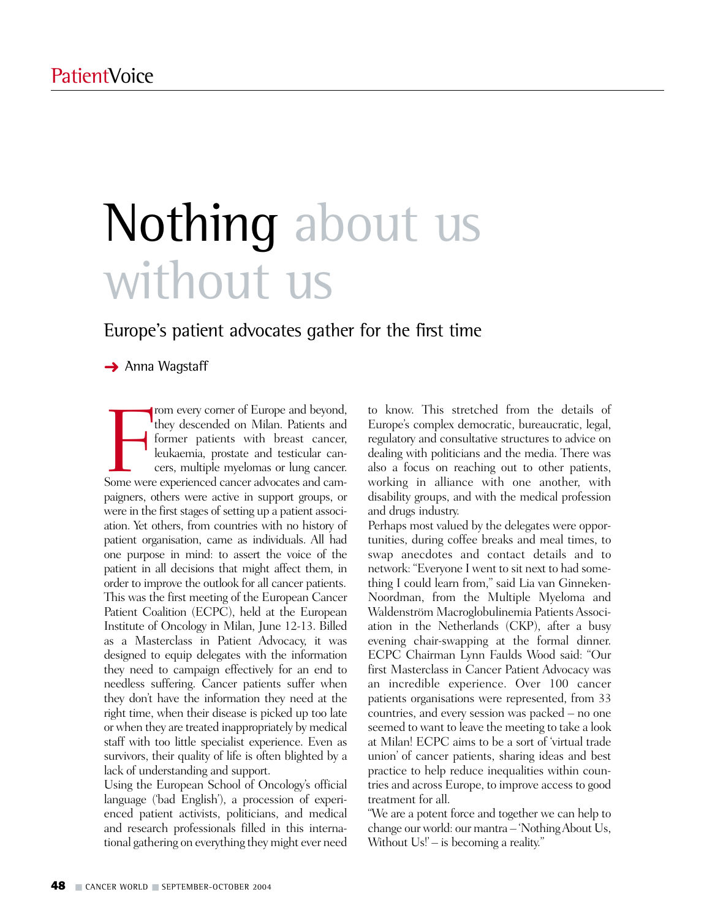# Nothing about us without us

## Europe's patient advocates gather for the first time

→ Anna Wagstaff

From every corner of Europe and beyond, they descended on Milan. Patients and former patients with breast cancer, leukaemia, prostate and testicular cancers, multiple myelomas or lung cancer. Some were experienced cancer advocates and campaigners, others were active in support groups, or were in the first stages of setting up a patient association. Yet others, from countries with no history of patient organisation, came as individuals. All had one purpose in mind: to assert the voice of the patient in all decisions that might affect them, in order to improve the outlook for all cancer patients.

This was the first meeting of the European Cancer Patient Coalition (ECPC), held at the European Institute of Oncology in Milan, June 12-13. Billed as a Masterclass in Patient Advocacy, it was designed to equip delegates with the information they need to campaign effectively for an end to needless suffering. Cancer patients suffer when they don't have the information they need at the right time, when their disease is picked up too late or when they are treated inappropriately by medical staff with too little specialist experience. Even as survivors, their quality of life is often blighted by a lack of understanding and support.

Using the European School of Oncology's official language ('bad English'), a procession of experienced patient activists, politicians, and medical and research professionals filled in this international gathering on everything they might ever need to know. This stretched from the details of Europe's complex democratic, bureaucratic, legal, regulatory and consultative structures to advice on dealing with politicians and the media. There was also a focus on reaching out to other patients, working in alliance with one another, with disability groups, and with the medical profession and drugs industry.

Perhaps most valued by the delegates were opportunities, during coffee breaks and meal times, to swap anecdotes and contact details and to network: "Everyone I went to sit next to had something I could learn from," said Lia van Ginneken-Noordman, from the Multiple Myeloma and Waldenström Macroglobulinemia Patients Association in the Netherlands (CKP), after a busy evening chair-swapping at the formal dinner.

ECPC Chairman Lynn Faulds Wood said: "Our first Masterclass in Cancer Patient Advocacy was an incredible experience. Over 100 cancer patients organisations were represented, from 33 countries, and every session was packed – no one seemed to want to leave the meeting to take a look at Milan! ECPC aims to be a sort of 'virtual trade union' of cancer patients, sharing ideas and best practice to help reduce inequalities within countries and across Europe, to improve access to good treatment for all.

"We are a potent force and together we can help to change our world: our mantra – 'Nothing About Us, Without Us!' – is becoming a reality."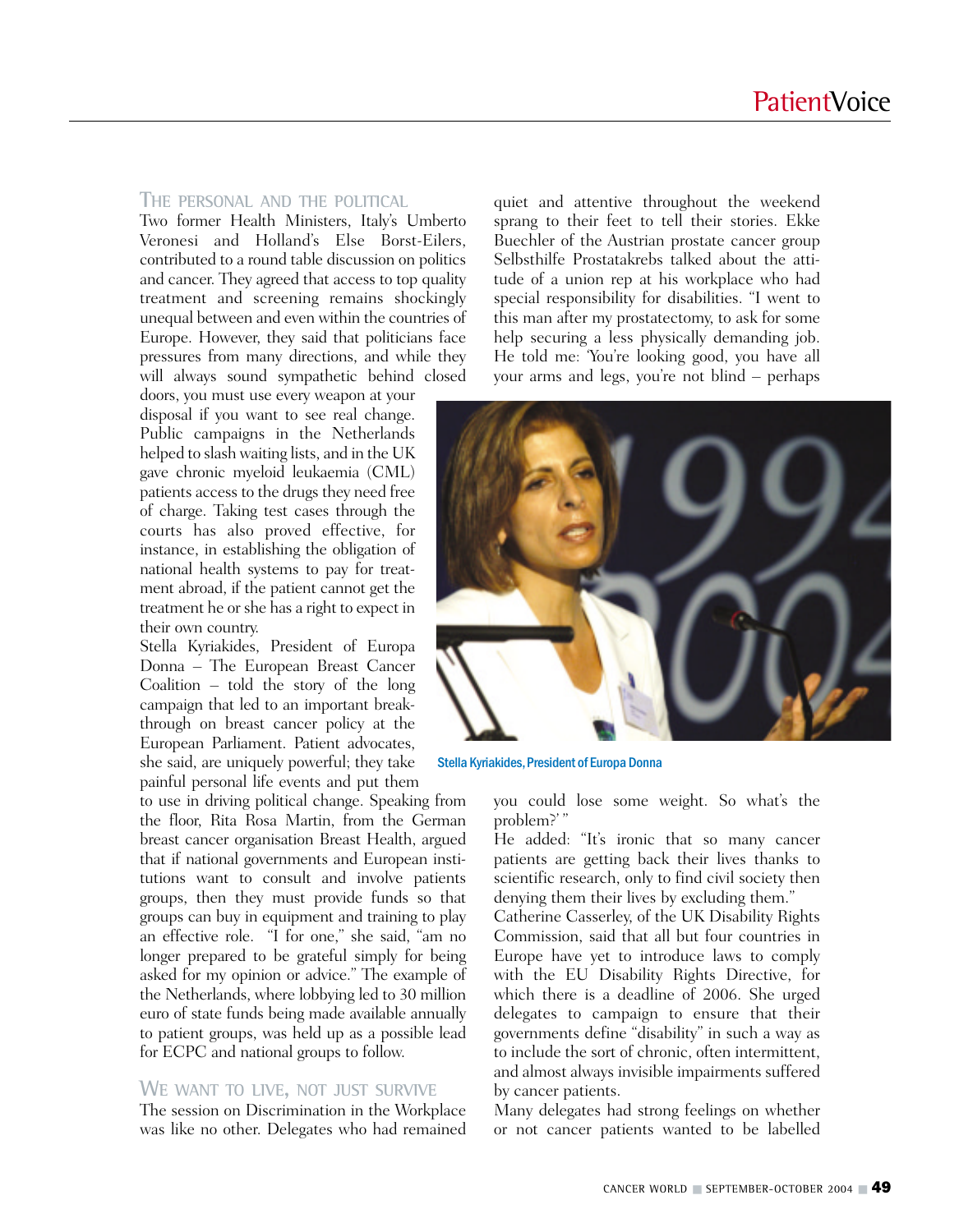## The personal and the political

Two former Health Ministers, Italy's Umberto Veronesi and Holland's Else Borst-Eilers, contributed to a round table discussion on politics and cancer. They agreed that access to top quality treatment and screening remains shockingly unequal between and even within the countries of Europe. However, they said that politicians face pressures from many directions, and while they will always sound sympathetic behind closed doors, you must use every weapon at your disposal if you want to see real change. Public campaigns in the Netherlands helped to slash waiting lists, and in the UK gave chronic myeloid leukaemia (CML) patients access to the drugs they need free of charge. Taking test cases through the courts has also proved effective, for instance, in establishing the obligation of national health systems to pay for treatment abroad, if the patient cannot get the treatment he or she has a right to expect in their own country.

Stella Kyriakides, President of Europa Donna – The European Breast Cancer Coalition – told the story of the long campaign that led to an important breakthrough on breast cancer policy at the European Parliament. Patient advocates, she said, are uniquely powerful; they take painful personal life events and put them to use in driving political change. Speaking from the floor, Rita Rosa Martin, from the German breast cancer organisation Breast Health, argued that if national governments and European institutions want to consult and involve patients groups, then they must provide funds so that groups can buy in equipment and training to play an effective role. "I for one," she said, "am no longer prepared to be grateful simply for being asked for my opinion or advice." The example of the Netherlands, where lobbying led to 30 million euro of state funds being made available annually to patient groups, was held up as a possible lead for ECPC and national groups to follow.

## We want to live, not just survive

The session on Discrimination in the Workplace was like no other. Delegates who had remained quiet and attentive throughout the weekend sprang to their feet to tell their stories. Ekke Buechler of the Austrian prostate cancer group Selbsthilfe Prostatakrebs talked about the attitude of a union rep at his workplace who had special responsibility for disabilities. "I went to this man after my prostatectomy, to ask for some help securing a less physically demanding job. He told me: 'You're looking good, you have all your arms and legs, you're not blind – perhaps you could lose some weight. So what's the problem?' "

Stella Kyriakides, President of Europa Donna

He added: "It's ironic that so many cancer patients are getting back their lives thanks to scientific research, only to find civil society then denying them their lives by excluding them."

Catherine Casserley, of the UK Disability Rights Commission, said that all but four countries in Europe have yet to introduce laws to comply with the EU Disability Rights Directive, for which there is a deadline of 2006. She urged delegates to campaign to ensure that their governments define "disability" in such a way as to include the sort of chronic, often intermittent, and almost always invisible impairments suffered by cancer patients.

Many delegates had strong feelings on whether or not cancer patients wanted to be labelled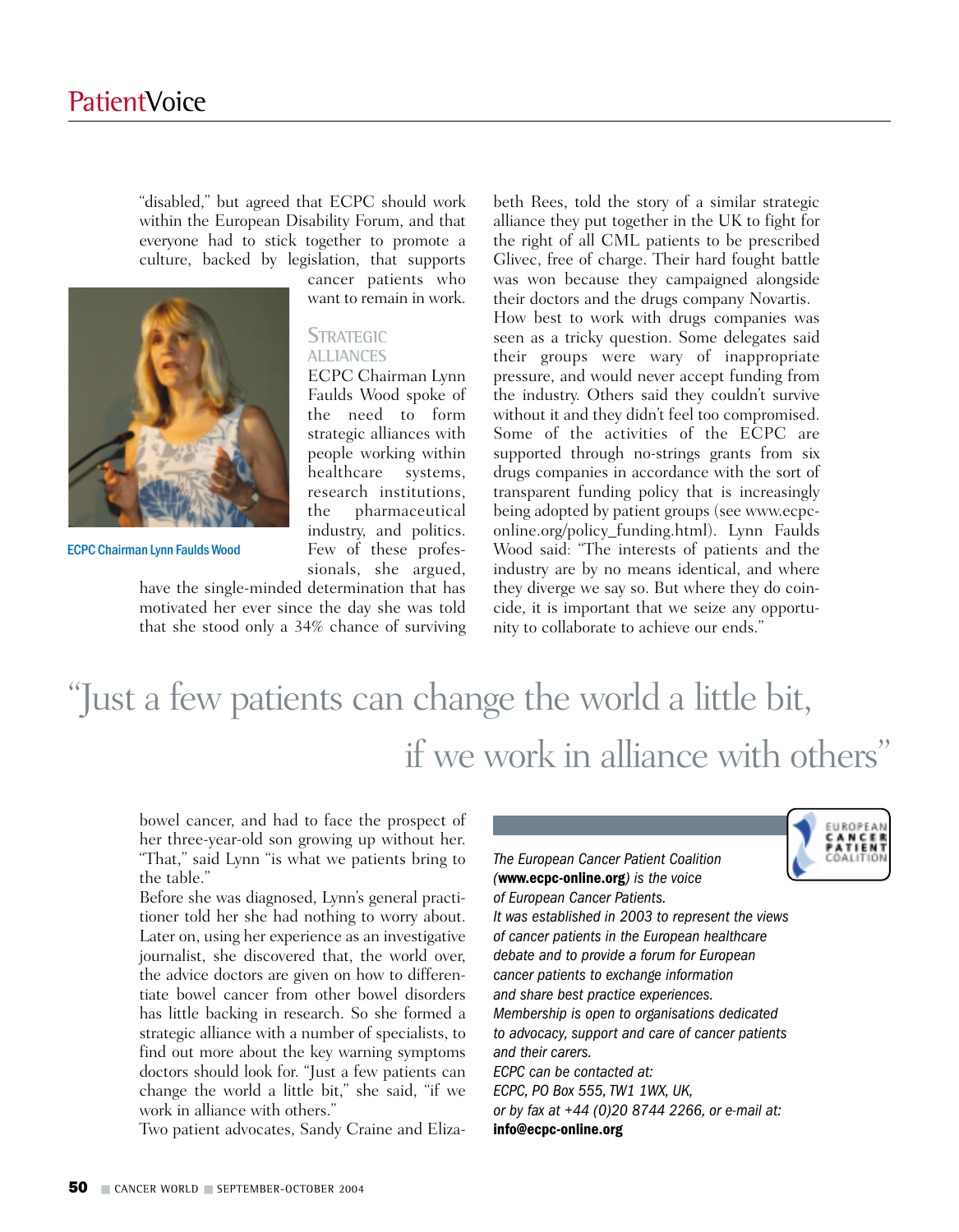"disabled," but agreed that ECPC should work within the European Disability Forum, and that everyone had to stick together to promote a culture, backed by legislation, that supports cancer patients who want to remain in work.

ECPC Chairman Lynn Faulds Wood

## Strategic Alliances

ECPC Chairman Lynn Faulds Wood spoke of the need to form strategic alliances with people working within healthcare systems, research institutions, the pharmaceutical industry, and politics. Few of these professionals, she argued, have the single-minded determination that has motivated her ever since the day she was told that she stood only a 34% chance of surviving bowel cancer, and had to face the prospect of her three-year-old son growing up without her. "That," said Lynn "is what we patients bring to the table."

Before she was diagnosed, Lynn's general practitioner told her she had nothing to worry about. Later on, using her experience as an investigative journalist, she discovered that, the world over, the advice doctors are given on how to differentiate bowel cancer from other bowel disorders has little backing in research. So she formed a strategic alliance with a number of specialists, to find out more about the key warning symptoms doctors should look for. "Just a few patients can change the world a little bit," she said, "if we work in alliance with others."

Two patient advocates, Sandy Craine and Elizabeth Rees, told the story of a similar strategic alliance they put together in the UK to fight for the right of all CML patients to be prescribed Glivec, free of charge. Their hard fought battle was won because they campaigned alongside their doctors and the drugs company Novartis.

How best to work with drugs companies was seen as a tricky question. Some delegates said their groups were wary of inappropriate pressure, and would never accept funding from the industry. Others said they couldn't survive without it and they didn't feel too compromised. Some of the activities of the ECPC are supported through no-strings grants from six drugs companies in accordance with the sort of transparent funding policy that is increasingly being adopted by patient groups (see www.ecpc-online.org/policy_funding.html). Lynn Faulds Wood said: "The interests of patients and the industry are by no means identical, and where they diverge we say so. But where they do coincide, it is important that we seize any opportunity to collaborate to achieve our ends."

> "Just a few patients can change the world a little bit, if we work in alliance with others"

*The European Cancer Patient Coalition (**www.ecpc-online.org**) is the voice of European Cancer Patients.*
*It was established in 2003 to represent the views of cancer patients in the European healthcare debate and to provide a forum for European cancer patients to exchange information and share best practice experiences.*
*Membership is open to organisations dedicated to advocacy, support and care of cancer patients and their carers.*
*ECPC can be contacted at:*
*ECPC, PO Box 555, TW1 1WX, UK,*
*or by fax at +44 (0)20 8744 2266, or e-mail at:*
**info@ecpc-online.org**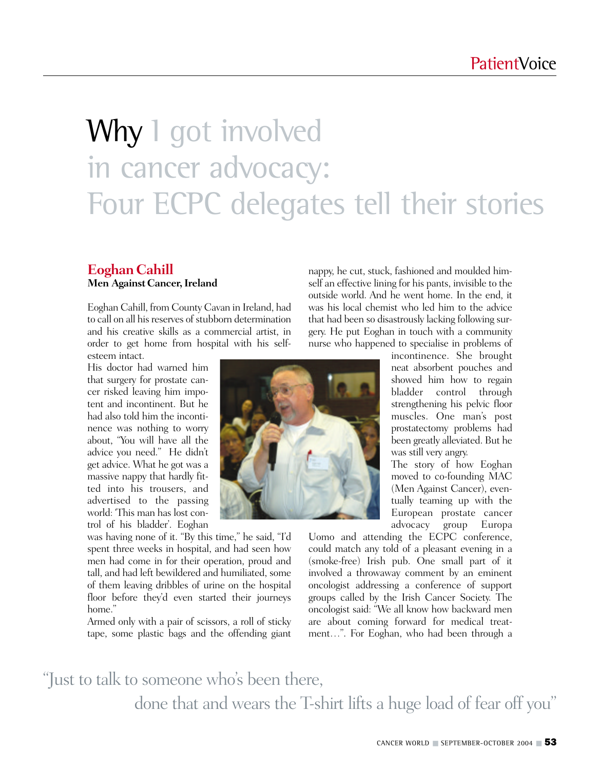# Why I got involved in cancer advocacy: Four ECPC delegates tell their stories

## Eoghan Cahill

**Men Against Cancer, Ireland**

Eoghan Cahill, from County Cavan in Ireland, had to call on all his reserves of stubborn determination and his creative skills as a commercial artist, in order to get home from hospital with his self-esteem intact.

His doctor had warned him that surgery for prostate cancer risked leaving him impotent and incontinent. But he had also told him the incontinence was nothing to worry about, "You will have all the advice you need." He didn't get advice. What he got was a massive nappy that hardly fitted into his trousers, and advertised to the passing world: 'This man has lost control of his bladder'. Eoghan was having none of it. "By this time," he said, "I'd spent three weeks in hospital, and had seen how men had come in for their operation, proud and tall, and had left bewildered and humiliated, some of them leaving dribbles of urine on the hospital floor before they'd even started their journeys home."

Armed only with a pair of scissors, a roll of sticky tape, some plastic bags and the offending giant nappy, he cut, stuck, fashioned and moulded himself an effective lining for his pants, invisible to the outside world. And he went home. In the end, it was his local chemist who led him to the advice that had been so disastrously lacking following surgery. He put Eoghan in touch with a community nurse who happened to specialise in problems of incontinence. She brought neat absorbent pouches and showed him how to regain bladder control through strengthening his pelvic floor muscles. One man's post prostatectomy problems had been greatly alleviated. But he was still very angry.

The story of how Eoghan moved to co-founding MAC (Men Against Cancer), eventually teaming up with the European prostate cancer advocacy group Europa Uomo and attending the ECPC conference, could match any told of a pleasant evening in a (smoke-free) Irish pub. One small part of it involved a throwaway comment by an eminent oncologist addressing a conference of support groups called by the Irish Cancer Society. The oncologist said: "We all know how backward men are about coming forward for medical treatment…". For Eoghan, who had been through a

"Just to talk to someone who's been there, done that and wears the T-shirt lifts a huge load of fear off you"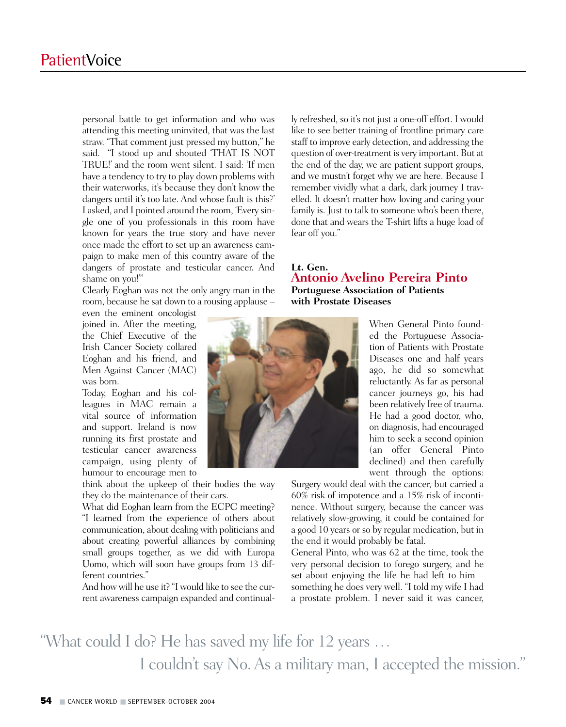personal battle to get information and who was attending this meeting uninvited, that was the last straw. "That comment just pressed my button," he said. "I stood up and shouted 'THAT IS NOT TRUE!' and the room went silent. I said: 'If men have a tendency to try to play down problems with their waterworks, it's because they don't know the dangers until it's too late. And whose fault is this?' I asked, and I pointed around the room, 'Every single one of you professionals in this room have known for years the true story and have never once made the effort to set up an awareness campaign to make men of this country aware of the dangers of prostate and testicular cancer. And shame on you!'"

Clearly Eoghan was not the only angry man in the room, because he sat down to a rousing applause – even the eminent oncologist joined in. After the meeting, the Chief Executive of the Irish Cancer Society collared Eoghan and his friend, and Men Against Cancer (MAC) was born.

Today, Eoghan and his colleagues in MAC remain a vital source of information and support. Ireland is now running its first prostate and testicular cancer awareness campaign, using plenty of humour to encourage men to think about the upkeep of their bodies the way they do the maintenance of their cars.

What did Eoghan learn from the ECPC meeting? "I learned from the experience of others about communication, about dealing with politicians and about creating powerful alliances by combining small groups together, as we did with Europa Uomo, which will soon have groups from 13 different countries."

And how will he use it? "I would like to see the current awareness campaign expanded and continually refreshed, so it's not just a one-off effort. I would like to see better training of frontline primary care staff to improve early detection, and addressing the question of over-treatment is very important. But at the end of the day, we are patient support groups, and we mustn't forget why we are here. Because I remember vividly what a dark, dark journey I travelled. It doesn't matter how loving and caring your family is. Just to talk to someone who's been there, done that and wears the T-shirt lifts a huge load of fear off you."

## Lt. Gen. Antonio Avelino Pereira Pinto

**Portuguese Association of Patients with Prostate Diseases**

When General Pinto founded the Portuguese Association of Patients with Prostate Diseases one and half years ago, he did so somewhat reluctantly. As far as personal cancer journeys go, his had been relatively free of trauma. He had a good doctor, who, on diagnosis, had encouraged him to seek a second opinion (an offer General Pinto declined) and then carefully went through the options: Surgery would deal with the cancer, but carried a 60% risk of impotence and a 15% risk of incontinence. Without surgery, because the cancer was relatively slow-growing, it could be contained for a good 10 years or so by regular medication, but in the end it would probably be fatal.

General Pinto, who was 62 at the time, took the very personal decision to forego surgery, and he set about enjoying the life he had left to him – something he does very well. "I told my wife I had a prostate problem. I never said it was cancer,

"What could I do? He has saved my life for 12 years … I couldn't say No. As a military man, I accepted the mission."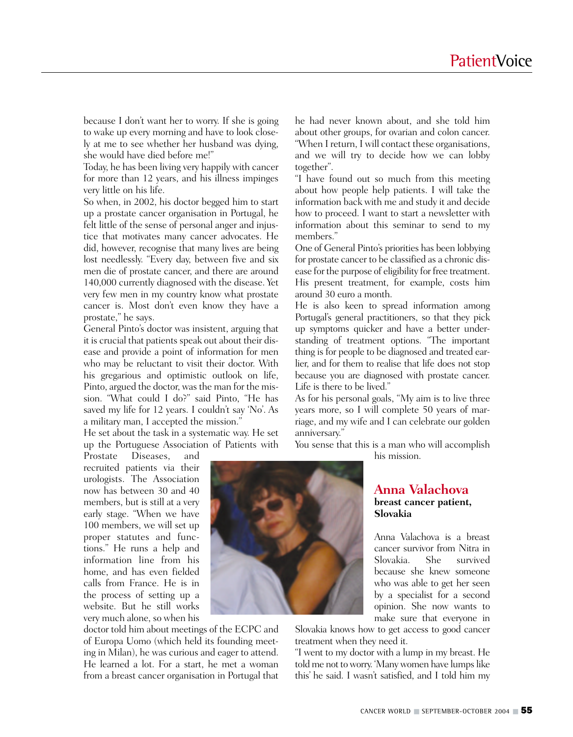because I don't want her to worry. If she is going to wake up every morning and have to look closely at me to see whether her husband was dying, she would have died before me!"

Today, he has been living very happily with cancer for more than 12 years, and his illness impinges very little on his life.

So when, in 2002, his doctor begged him to start up a prostate cancer organisation in Portugal, he felt little of the sense of personal anger and injustice that motivates many cancer advocates. He did, however, recognise that many lives are being lost needlessly. "Every day, between five and six men die of prostate cancer, and there are around 140,000 currently diagnosed with the disease. Yet very few men in my country know what prostate cancer is. Most don't even know they have a prostate," he says.

General Pinto's doctor was insistent, arguing that it is crucial that patients speak out about their disease and provide a point of information for men who may be reluctant to visit their doctor. With his gregarious and optimistic outlook on life, Pinto, argued the doctor, was the man for the mission. "What could I do?" said Pinto, "He has saved my life for 12 years. I couldn't say 'No'. As a military man, I accepted the mission."

He set about the task in a systematic way. He set up the Portuguese Association of Patients with Prostate Diseases, and recruited patients via their urologists. The Association now has between 30 and 40 members, but is still at a very early stage. "When we have 100 members, we will set up proper statutes and functions." He runs a help and information line from his home, and has even fielded calls from France. He is in the process of setting up a website. But he still works very much alone, so when his doctor told him about meetings of the ECPC and of Europa Uomo (which held its founding meeting in Milan), he was curious and eager to attend.

He learned a lot. For a start, he met a woman from a breast cancer organisation in Portugal that he had never known about, and she told him about other groups, for ovarian and colon cancer. "When I return, I will contact these organisations, and we will try to decide how we can lobby together".

"I have found out so much from this meeting about how people help patients. I will take the information back with me and study it and decide how to proceed. I want to start a newsletter with information about this seminar to send to my members."

One of General Pinto's priorities has been lobbying for prostate cancer to be classified as a chronic disease for the purpose of eligibility for free treatment. His present treatment, for example, costs him around 30 euro a month.

He is also keen to spread information among Portugal's general practitioners, so that they pick up symptoms quicker and have a better understanding of treatment options. "The important thing is for people to be diagnosed and treated earlier, and for them to realise that life does not stop because you are diagnosed with prostate cancer. Life is there to be lived."

As for his personal goals, "My aim is to live three years more, so I will complete 50 years of marriage, and my wife and I can celebrate our golden anniversary."

You sense that this is a man who will accomplish his mission.

## Anna Valachova

**breast cancer patient, Slovakia**

Anna Valachova is a breast cancer survivor from Nitra in Slovakia. She survived because she knew someone who was able to get her seen by a specialist for a second opinion. She now wants to make sure that everyone in Slovakia knows how to get access to good cancer treatment when they need it.

"I went to my doctor with a lump in my breast. He told me not to worry. 'Many women have lumps like this' he said. I wasn't satisfied, and I told him my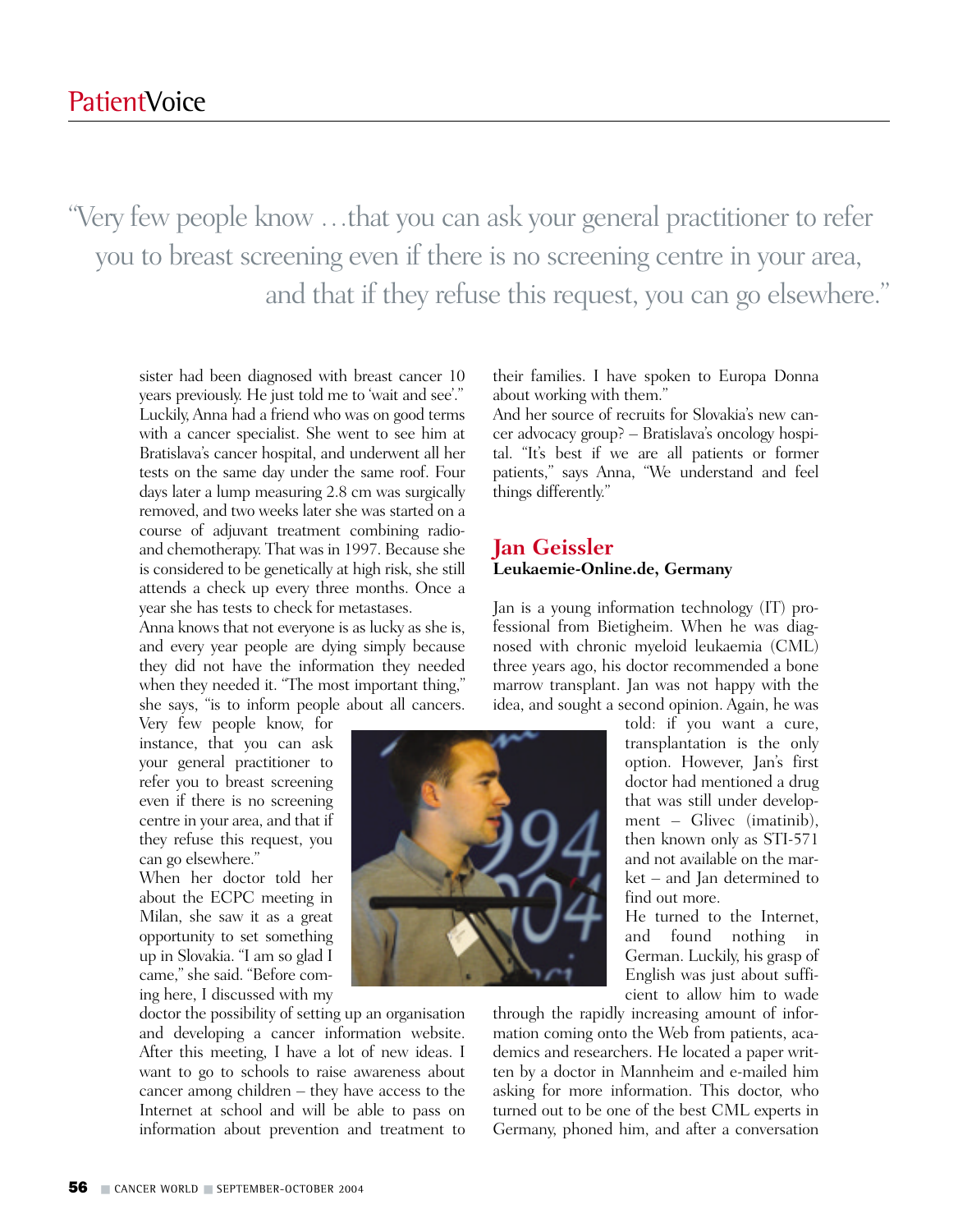"Very few people know …that you can ask your general practitioner to refer you to breast screening even if there is no screening centre in your area, and that if they refuse this request, you can go elsewhere."

sister had been diagnosed with breast cancer 10 years previously. He just told me to 'wait and see'." Luckily, Anna had a friend who was on good terms with a cancer specialist. She went to see him at Bratislava's cancer hospital, and underwent all her tests on the same day under the same roof. Four days later a lump measuring 2.8 cm was surgically removed, and two weeks later she was started on a course of adjuvant treatment combining radio- and chemotherapy. That was in 1997. Because she is considered to be genetically at high risk, she still attends a check up every three months. Once a year she has tests to check for metastases.

Anna knows that not everyone is as lucky as she is, and every year people are dying simply because they did not have the information they needed when they needed it. "The most important thing," she says, "is to inform people about all cancers. Very few people know, for instance, that you can ask your general practitioner to refer you to breast screening even if there is no screening centre in your area, and that if they refuse this request, you can go elsewhere."

When her doctor told her about the ECPC meeting in Milan, she saw it as a great opportunity to set something up in Slovakia. "I am so glad I came," she said. "Before coming here, I discussed with my doctor the possibility of setting up an organisation and developing a cancer information website. After this meeting, I have a lot of new ideas. I want to go to schools to raise awareness about cancer among children – they have access to the Internet at school and will be able to pass on information about prevention and treatment to their families. I have spoken to Europa Donna about working with them."

And her source of recruits for Slovakia's new cancer advocacy group? – Bratislava's oncology hospital. "It's best if we are all patients or former patients," says Anna, "We understand and feel things differently."

## Jan Geissler

**Leukaemie-Online.de, Germany**

Jan is a young information technology (IT) professional from Bietigheim. When he was diagnosed with chronic myeloid leukaemia (CML) three years ago, his doctor recommended a bone marrow transplant. Jan was not happy with the idea, and sought a second opinion. Again, he was told: if you want a cure, transplantation is the only option. However, Jan's first doctor had mentioned a drug that was still under development – Glivec (imatinib), then known only as STI-571 and not available on the market – and Jan determined to find out more.

He turned to the Internet, and found nothing in German. Luckily, his grasp of English was just about sufficient to allow him to wade through the rapidly increasing amount of information coming onto the Web from patients, academics and researchers. He located a paper written by a doctor in Mannheim and e-mailed him asking for more information. This doctor, who turned out to be one of the best CML experts in Germany, phoned him, and after a conversation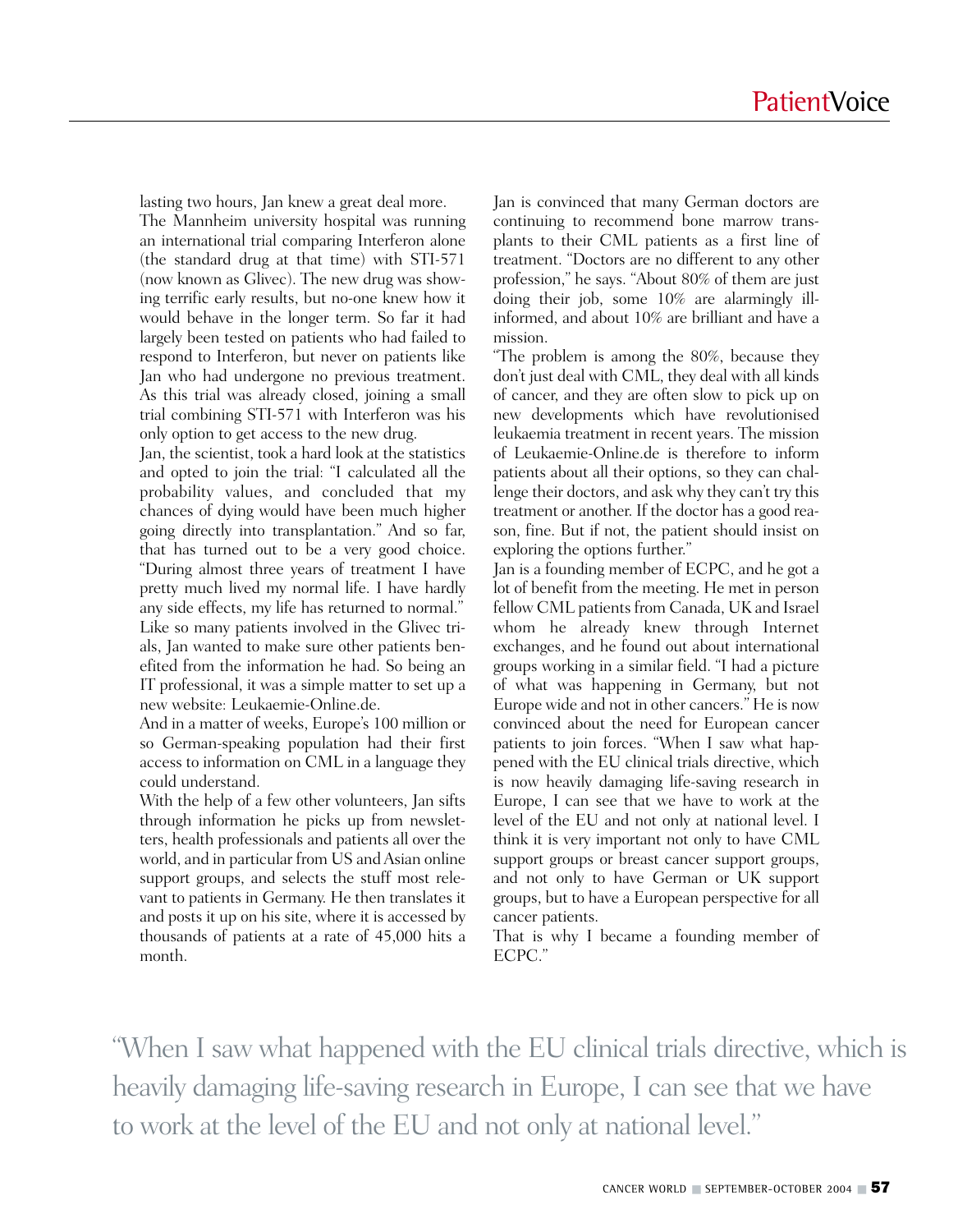lasting two hours, Jan knew a great deal more.

The Mannheim university hospital was running an international trial comparing Interferon alone (the standard drug at that time) with STI-571 (now known as Glivec). The new drug was showing terrific early results, but no-one knew how it would behave in the longer term. So far it had largely been tested on patients who had failed to respond to Interferon, but never on patients like Jan who had undergone no previous treatment. As this trial was already closed, joining a small trial combining STI-571 with Interferon was his only option to get access to the new drug.

Jan, the scientist, took a hard look at the statistics and opted to join the trial: "I calculated all the probability values, and concluded that my chances of dying would have been much higher going directly into transplantation." And so far, that has turned out to be a very good choice. "During almost three years of treatment I have pretty much lived my normal life. I have hardly any side effects, my life has returned to normal."

Like so many patients involved in the Glivec trials, Jan wanted to make sure other patients benefited from the information he had. So being an IT professional, it was a simple matter to set up a new website: Leukaemie-Online.de.

And in a matter of weeks, Europe's 100 million or so German-speaking population had their first access to information on CML in a language they could understand.

With the help of a few other volunteers, Jan sifts through information he picks up from newsletters, health professionals and patients all over the world, and in particular from US and Asian online support groups, and selects the stuff most relevant to patients in Germany. He then translates it and posts it up on his site, where it is accessed by thousands of patients at a rate of 45,000 hits a month.

Jan is convinced that many German doctors are continuing to recommend bone marrow transplants to their CML patients as a first line of treatment. "Doctors are no different to any other profession," he says. "About 80% of them are just doing their job, some 10% are alarmingly ill-informed, and about 10% are brilliant and have a mission.

"The problem is among the 80%, because they don't just deal with CML, they deal with all kinds of cancer, and they are often slow to pick up on new developments which have revolutionised leukaemia treatment in recent years. The mission of Leukaemie-Online.de is therefore to inform patients about all their options, so they can challenge their doctors, and ask why they can't try this treatment or another. If the doctor has a good reason, fine. But if not, the patient should insist on exploring the options further."

Jan is a founding member of ECPC, and he got a lot of benefit from the meeting. He met in person fellow CML patients from Canada, UK and Israel whom he already knew through Internet exchanges, and he found out about international groups working in a similar field. "I had a picture of what was happening in Germany, but not Europe wide and not in other cancers." He is now convinced about the need for European cancer patients to join forces. "When I saw what happened with the EU clinical trials directive, which is now heavily damaging life-saving research in Europe, I can see that we have to work at the level of the EU and not only at national level. I think it is very important not only to have CML support groups or breast cancer support groups, and not only to have German or UK support groups, but to have a European perspective for all cancer patients.

That is why I became a founding member of ECPC."

"When I saw what happened with the EU clinical trials directive, which is heavily damaging life-saving research in Europe, I can see that we have to work at the level of the EU and not only at national level."